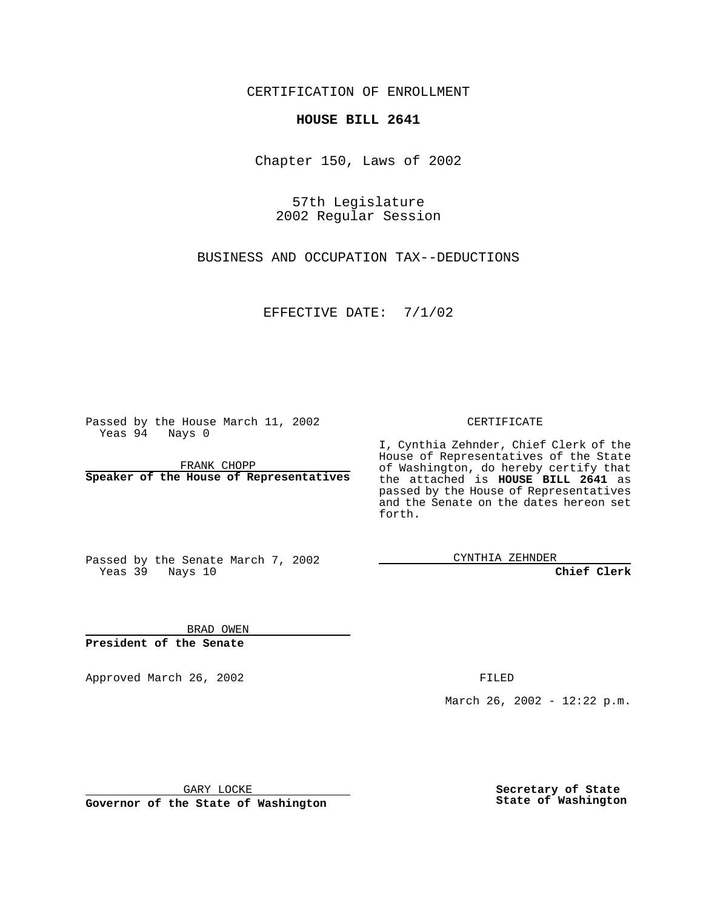CERTIFICATION OF ENROLLMENT

**HOUSE BILL 2641**

Chapter 150, Laws of 2002

57th Legislature
2002 Regular Session

BUSINESS AND OCCUPATION TAX--DEDUCTIONS

EFFECTIVE DATE: 7/1/02

Passed by the House March 11, 2002
Yeas 94 Nays 0

FRANK CHOPP
**Speaker of the House of Representatives**

Passed by the Senate March 7, 2002
Yeas 39 Nays 10

BRAD OWEN
**President of the Senate**

CERTIFICATE

I, Cynthia Zehnder, Chief Clerk of the House of Representatives of the State of Washington, do hereby certify that the attached is **HOUSE BILL 2641** as passed by the House of Representatives and the Senate on the dates hereon set forth.

CYNTHIA ZEHNDER
**Chief Clerk**

Approved March 26, 2002

FILED

March 26, 2002 - 12:22 p.m.

GARY LOCKE
**Governor of the State of Washington**

**Secretary of State**
**State of Washington**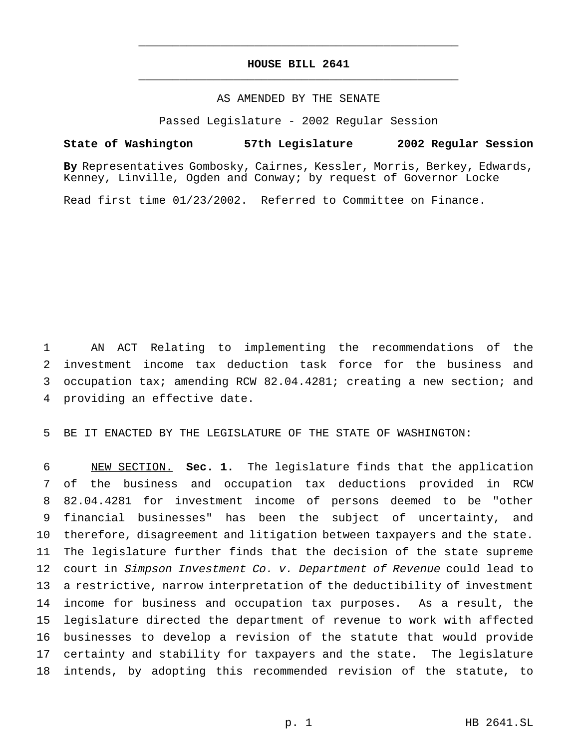# HOUSE BILL 2641

AS AMENDED BY THE SENATE

Passed Legislature - 2002 Regular Session

**State of Washington 57th Legislature 2002 Regular Session**

**By** Representatives Gombosky, Cairnes, Kessler, Morris, Berkey, Edwards, Kenney, Linville, Ogden and Conway; by request of Governor Locke

Read first time 01/23/2002. Referred to Committee on Finance.

AN ACT Relating to implementing the recommendations of the investment income tax deduction task force for the business and occupation tax; amending RCW 82.04.4281; creating a new section; and providing an effective date.

BE IT ENACTED BY THE LEGISLATURE OF THE STATE OF WASHINGTON:

NEW SECTION. **Sec. 1.** The legislature finds that the application of the business and occupation tax deductions provided in RCW 82.04.4281 for investment income of persons deemed to be "other financial businesses" has been the subject of uncertainty, and therefore, disagreement and litigation between taxpayers and the state. The legislature further finds that the decision of the state supreme court in *Simpson Investment Co. v. Department of Revenue* could lead to a restrictive, narrow interpretation of the deductibility of investment income for business and occupation tax purposes. As a result, the legislature directed the department of revenue to work with affected businesses to develop a revision of the statute that would provide certainty and stability for taxpayers and the state. The legislature intends, by adopting this recommended revision of the statute, to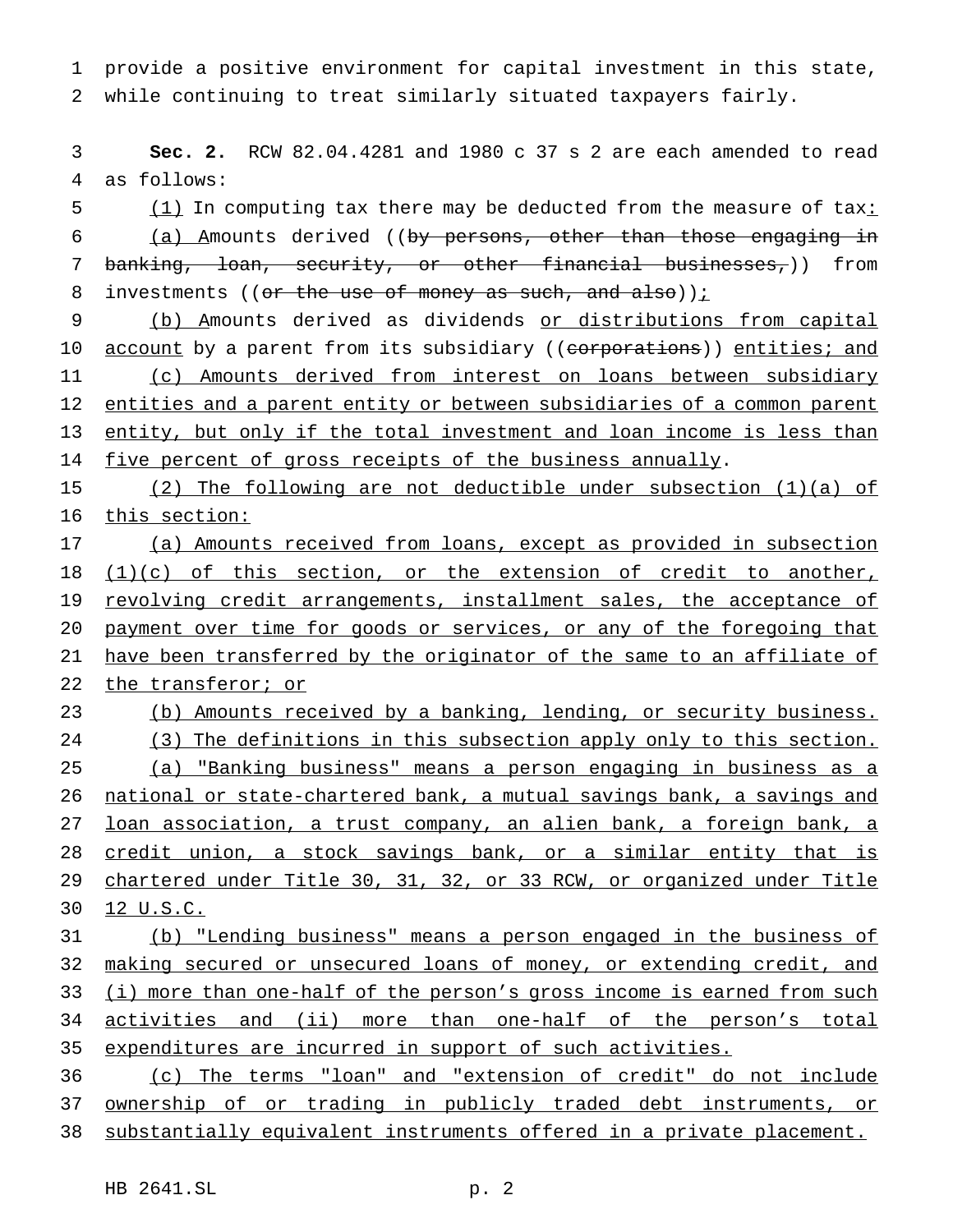provide a positive environment for capital investment in this state, while continuing to treat similarly situated taxpayers fairly.

**Sec. 2.** RCW 82.04.4281 and 1980 c 37 s 2 are each amended to read as follows:

(1) In computing tax there may be deducted from the measure of tax:

(a) Amounts derived ((~~by persons, other than those engaging in banking, loan, security, or other financial businesses,~~)) from investments ((~~or the use of money as such, and also~~));

(b) Amounts derived as dividends or distributions from capital account by a parent from its subsidiary ((~~corporations~~)) entities; and

(c) Amounts derived from interest on loans between subsidiary entities and a parent entity or between subsidiaries of a common parent entity, but only if the total investment and loan income is less than five percent of gross receipts of the business annually.

(2) The following are not deductible under subsection (1)(a) of this section:

(a) Amounts received from loans, except as provided in subsection (1)(c) of this section, or the extension of credit to another, revolving credit arrangements, installment sales, the acceptance of payment over time for goods or services, or any of the foregoing that have been transferred by the originator of the same to an affiliate of the transferor; or

(b) Amounts received by a banking, lending, or security business.

(3) The definitions in this subsection apply only to this section.

(a) "Banking business" means a person engaging in business as a national or state-chartered bank, a mutual savings bank, a savings and loan association, a trust company, an alien bank, a foreign bank, a credit union, a stock savings bank, or a similar entity that is chartered under Title 30, 31, 32, or 33 RCW, or organized under Title 12 U.S.C.

(b) "Lending business" means a person engaged in the business of making secured or unsecured loans of money, or extending credit, and (i) more than one-half of the person's gross income is earned from such activities and (ii) more than one-half of the person's total expenditures are incurred in support of such activities.

(c) The terms "loan" and "extension of credit" do not include ownership of or trading in publicly traded debt instruments, or substantially equivalent instruments offered in a private placement.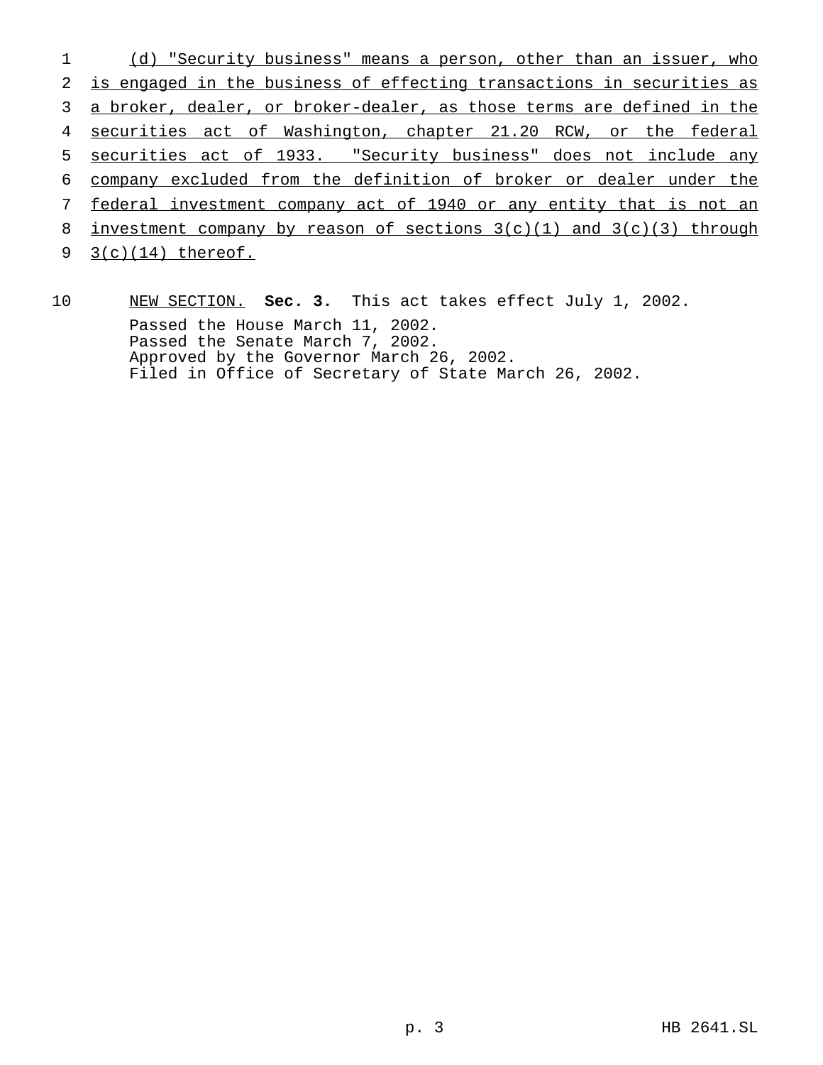(d) "Security business" means a person, other than an issuer, who is engaged in the business of effecting transactions in securities as a broker, dealer, or broker-dealer, as those terms are defined in the securities act of Washington, chapter 21.20 RCW, or the federal securities act of 1933. "Security business" does not include any company excluded from the definition of broker or dealer under the federal investment company act of 1940 or any entity that is not an investment company by reason of sections 3(c)(1) and 3(c)(3) through 3(c)(14) thereof.

NEW SECTION. **Sec. 3.** This act takes effect July 1, 2002.

Passed the House March 11, 2002.
Passed the Senate March 7, 2002.
Approved by the Governor March 26, 2002.
Filed in Office of Secretary of State March 26, 2002.